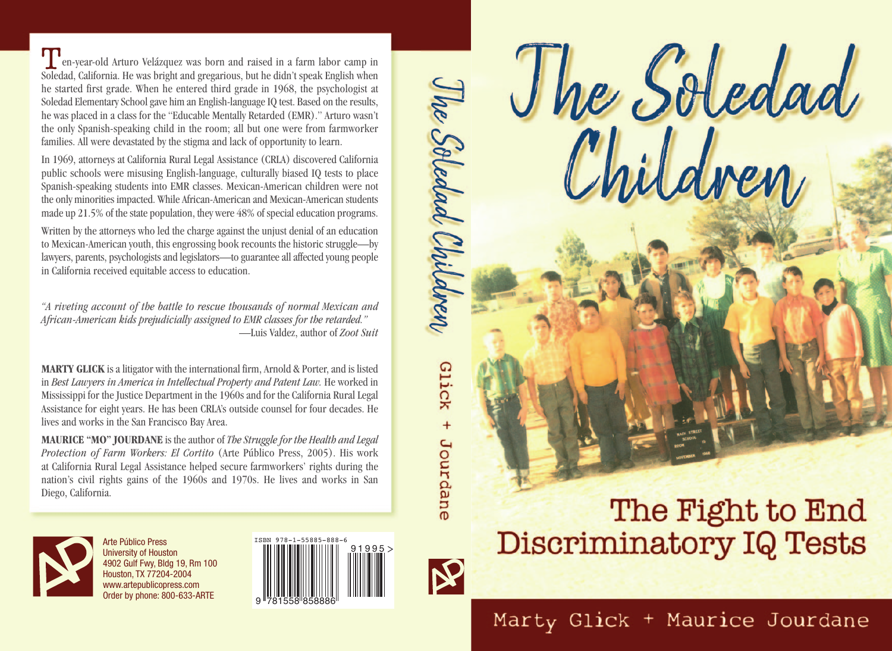# The Soledad Children

## The Fight to End Discriminatory IQ Tests

Marty Glick + Maurice Jourdane

---

Ten-year-old Arturo Velázquez was born and raised in a farm labor camp in Soledad, California. He was bright and gregarious, but he didn't speak English when he started first grade. When he entered third grade in 1968, the psychologist at Soledad Elementary School gave him an English-language IQ test. Based on the results, he was placed in a class for the "Educable Mentally Retarded (EMR)." Arturo wasn't the only Spanish-speaking child in the room; all but one were from farmworker families. All were devastated by the stigma and lack of opportunity to learn.

In 1969, attorneys at California Rural Legal Assistance (CRLA) discovered California public schools were misusing English-language, culturally biased IQ tests to place Spanish-speaking students into EMR classes. Mexican-American children were not the only minorities impacted. While African-American and Mexican-American students made up 21.5% of the state population, they were 48% of special education programs.

Written by the attorneys who led the charge against the unjust denial of an education to Mexican-American youth, this engrossing book recounts the historic struggle—by lawyers, parents, psychologists and legislators—to guarantee all affected young people in California received equitable access to education.

*"A riveting account of the battle to rescue thousands of normal Mexican and African-American kids prejudicially assigned to EMR classes for the retarded."*
—Luis Valdez, author of *Zoot Suit*

**MARTY GLICK** is a litigator with the international firm, Arnold & Porter, and is listed in *Best Lawyers in America in Intellectual Property and Patent Law.* He worked in Mississippi for the Justice Department in the 1960s and for the California Rural Legal Assistance for eight years. He has been CRLA's outside counsel for four decades. He lives and works in the San Francisco Bay Area.

**MAURICE "MO" JOURDANE** is the author of *The Struggle for the Health and Legal Protection of Farm Workers: El Cortito* (Arte Público Press, 2005). His work at California Rural Legal Assistance helped secure farmworkers' rights during the nation's civil rights gains of the 1960s and 1970s. He lives and works in San Diego, California.

Arte Público Press
University of Houston
4902 Gulf Fwy, Bldg 19, Rm 100
Houston, TX 77204-2004
www.artepublicopress.com
Order by phone: 800-633-ARTE

ISBN 978-1-55885-888-6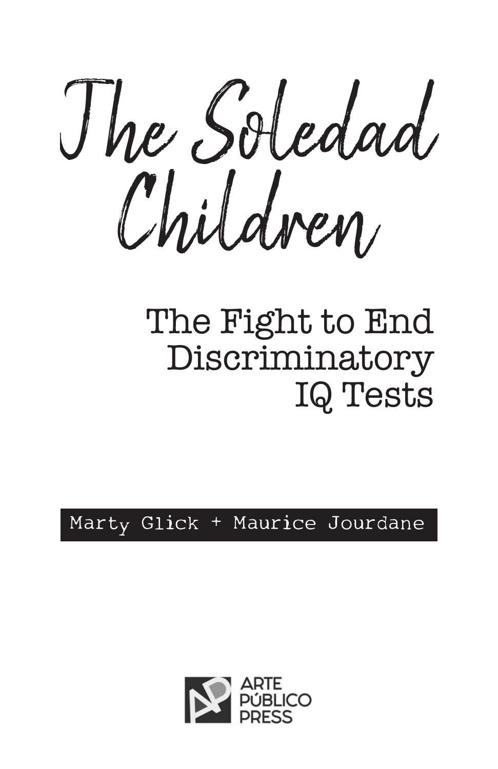# The Soledad Children

## The Fight to End Discriminatory IQ Tests

Marty Glick + Maurice Jourdane

ARTE PÚBLICO PRESS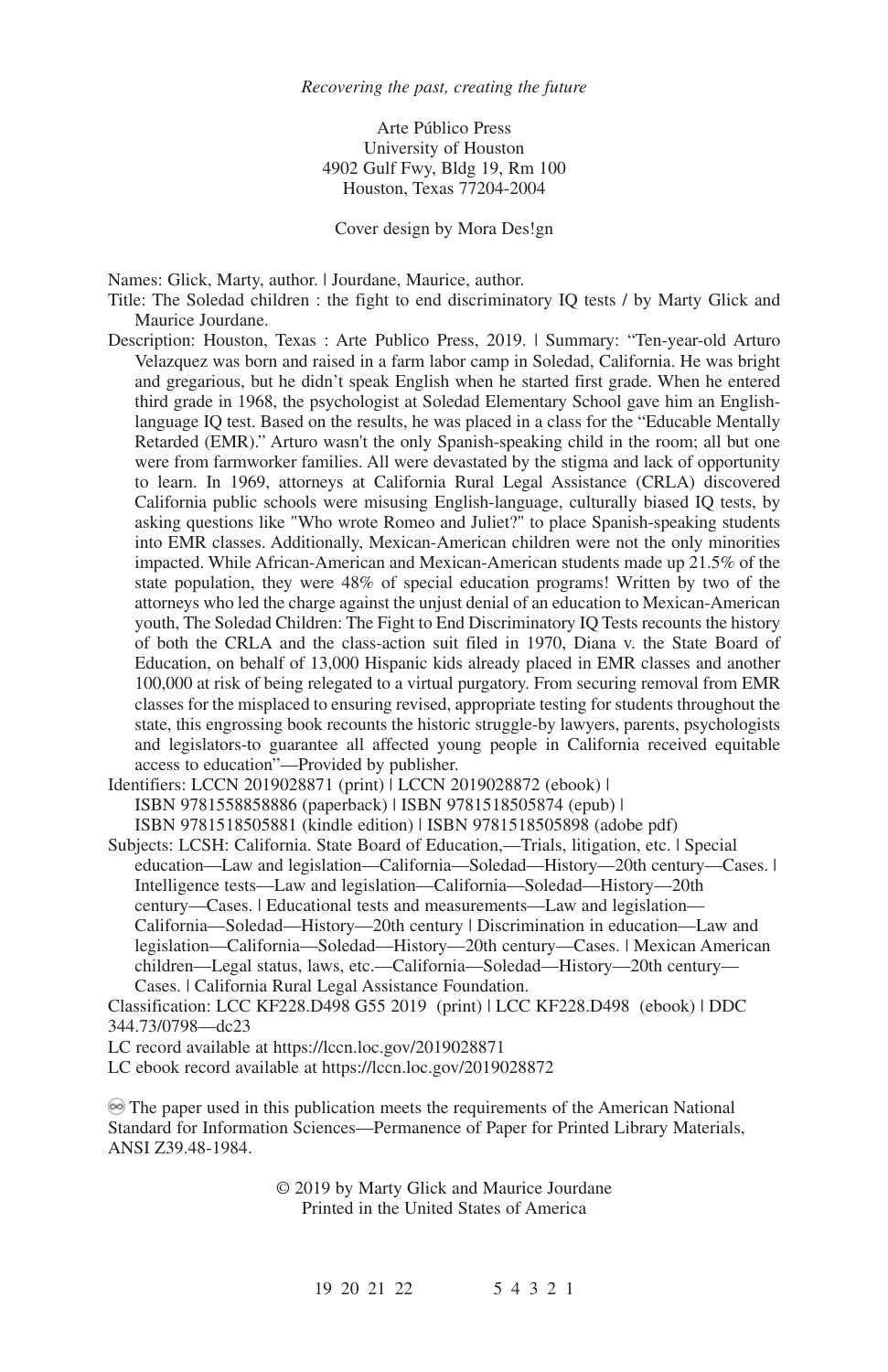*Recovering the past, creating the future*

Arte Público Press
University of Houston
4902 Gulf Fwy, Bldg 19, Rm 100
Houston, Texas 77204-2004

Cover design by Mora Des!gn

Names: Glick, Marty, author. | Jourdane, Maurice, author.
Title: The Soledad children : the fight to end discriminatory IQ tests / by Marty Glick and Maurice Jourdane.
Description: Houston, Texas : Arte Publico Press, 2019. | Summary: "Ten-year-old Arturo Velazquez was born and raised in a farm labor camp in Soledad, California. He was bright and gregarious, but he didn't speak English when he started first grade. When he entered third grade in 1968, the psychologist at Soledad Elementary School gave him an English-language IQ test. Based on the results, he was placed in a class for the "Educable Mentally Retarded (EMR)." Arturo wasn't the only Spanish-speaking child in the room; all but one were from farmworker families. All were devastated by the stigma and lack of opportunity to learn. In 1969, attorneys at California Rural Legal Assistance (CRLA) discovered California public schools were misusing English-language, culturally biased IQ tests, by asking questions like "Who wrote Romeo and Juliet?" to place Spanish-speaking students into EMR classes. Additionally, Mexican-American children were not the only minorities impacted. While African-American and Mexican-American students made up 21.5% of the state population, they were 48% of special education programs! Written by two of the attorneys who led the charge against the unjust denial of an education to Mexican-American youth, The Soledad Children: The Fight to End Discriminatory IQ Tests recounts the history of both the CRLA and the class-action suit filed in 1970, Diana v. the State Board of Education, on behalf of 13,000 Hispanic kids already placed in EMR classes and another 100,000 at risk of being relegated to a virtual purgatory. From securing removal from EMR classes for the misplaced to ensuring revised, appropriate testing for students throughout the state, this engrossing book recounts the historic struggle-by lawyers, parents, psychologists and legislators-to guarantee all affected young people in California received equitable access to education"—Provided by publisher.
Identifiers: LCCN 2019028871 (print) | LCCN 2019028872 (ebook) | ISBN 9781558858886 (paperback) | ISBN 9781518505874 (epub) | ISBN 9781518505881 (kindle edition) | ISBN 9781518505898 (adobe pdf)
Subjects: LCSH: California. State Board of Education,—Trials, litigation, etc. | Special education—Law and legislation—California—Soledad—History—20th century—Cases. | Intelligence tests—Law and legislation—California—Soledad—History—20th century—Cases. | Educational tests and measurements—Law and legislation—California—Soledad—History—20th century | Discrimination in education—Law and legislation—California—Soledad—History—20th century—Cases. | Mexican American children—Legal status, laws, etc.—California—Soledad—History—20th century—Cases. | California Rural Legal Assistance Foundation.
Classification: LCC KF228.D498 G55 2019 (print) | LCC KF228.D498 (ebook) | DDC 344.73/0798—dc23
LC record available at https://lccn.loc.gov/2019028871
LC ebook record available at https://lccn.loc.gov/2019028872

∞ The paper used in this publication meets the requirements of the American National Standard for Information Sciences—Permanence of Paper for Printed Library Materials, ANSI Z39.48-1984.

© 2019 by Marty Glick and Maurice Jourdane
Printed in the United States of America

19 20 21 22 5 4 3 2 1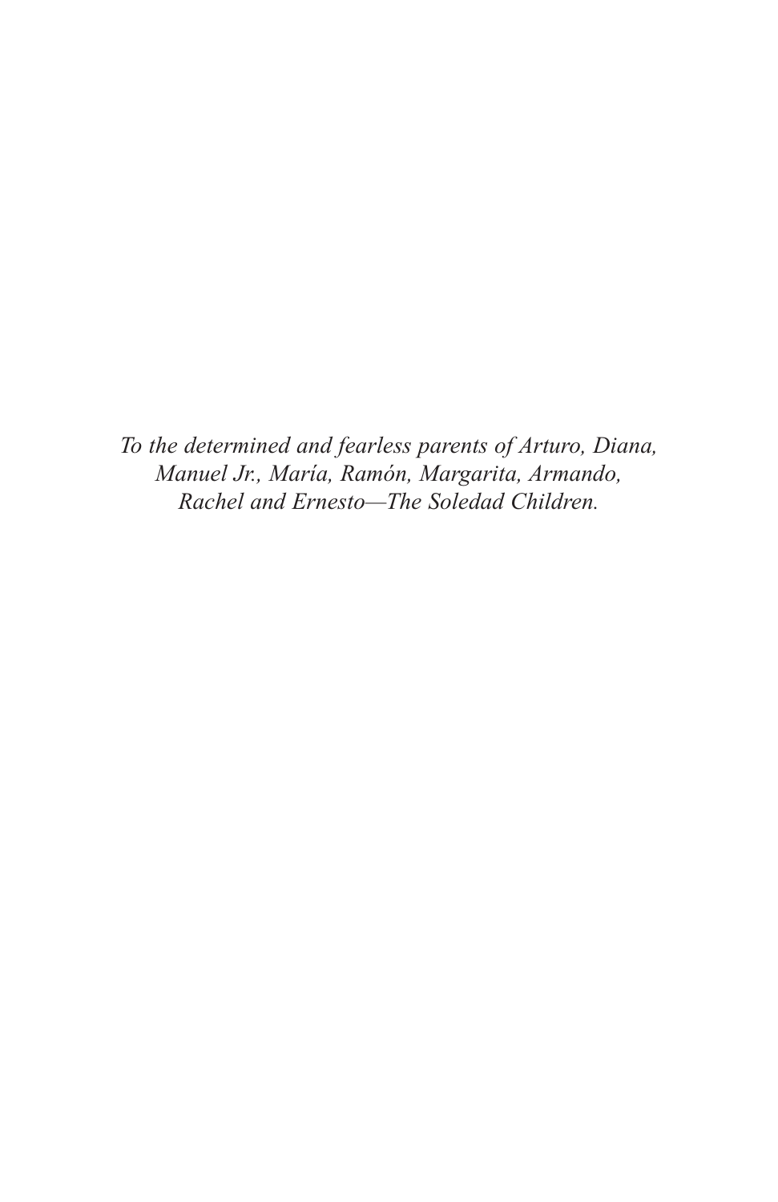*To the determined and fearless parents of Arturo, Diana, Manuel Jr., María, Ramón, Margarita, Armando, Rachel and Ernesto—The Soledad Children.*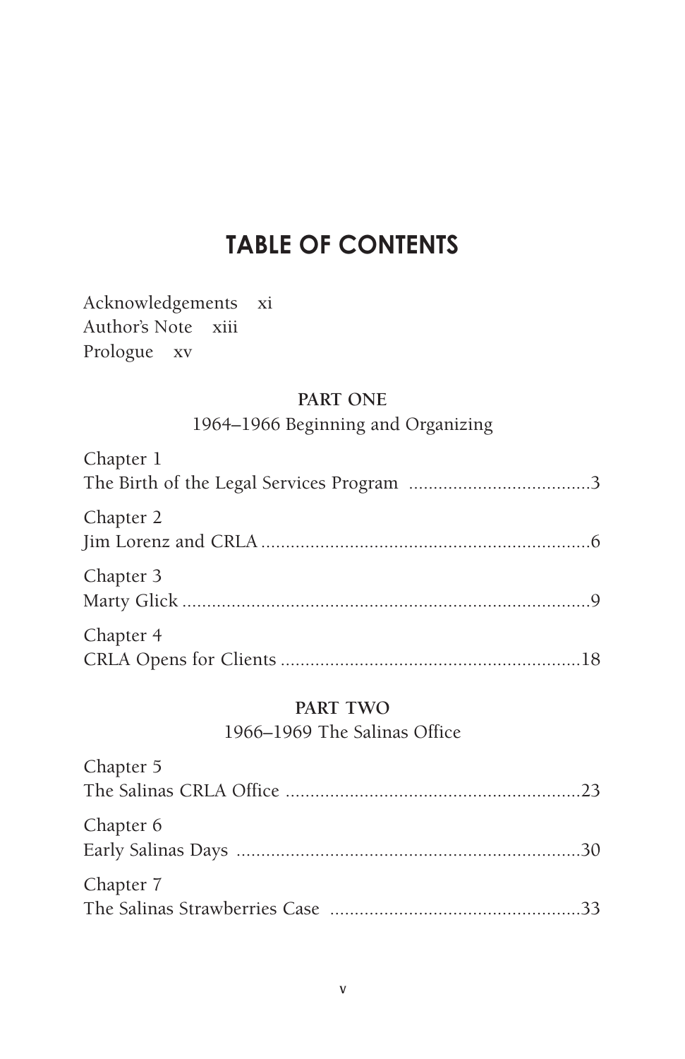# TABLE OF CONTENTS

Acknowledgements xi
Author's Note xiii
Prologue xv

## PART ONE

1964–1966 Beginning and Organizing

Chapter 1
The Birth of the Legal Services Program ....................................3

Chapter 2
Jim Lorenz and CRLA ....................................................................6

Chapter 3
Marty Glick ....................................................................................9

Chapter 4
CRLA Opens for Clients ..............................................................18

## PART TWO

1966–1969 The Salinas Office

Chapter 5
The Salinas CRLA Office ............................................................23

Chapter 6
Early Salinas Days ......................................................................30

Chapter 7
The Salinas Strawberries Case ..................................................33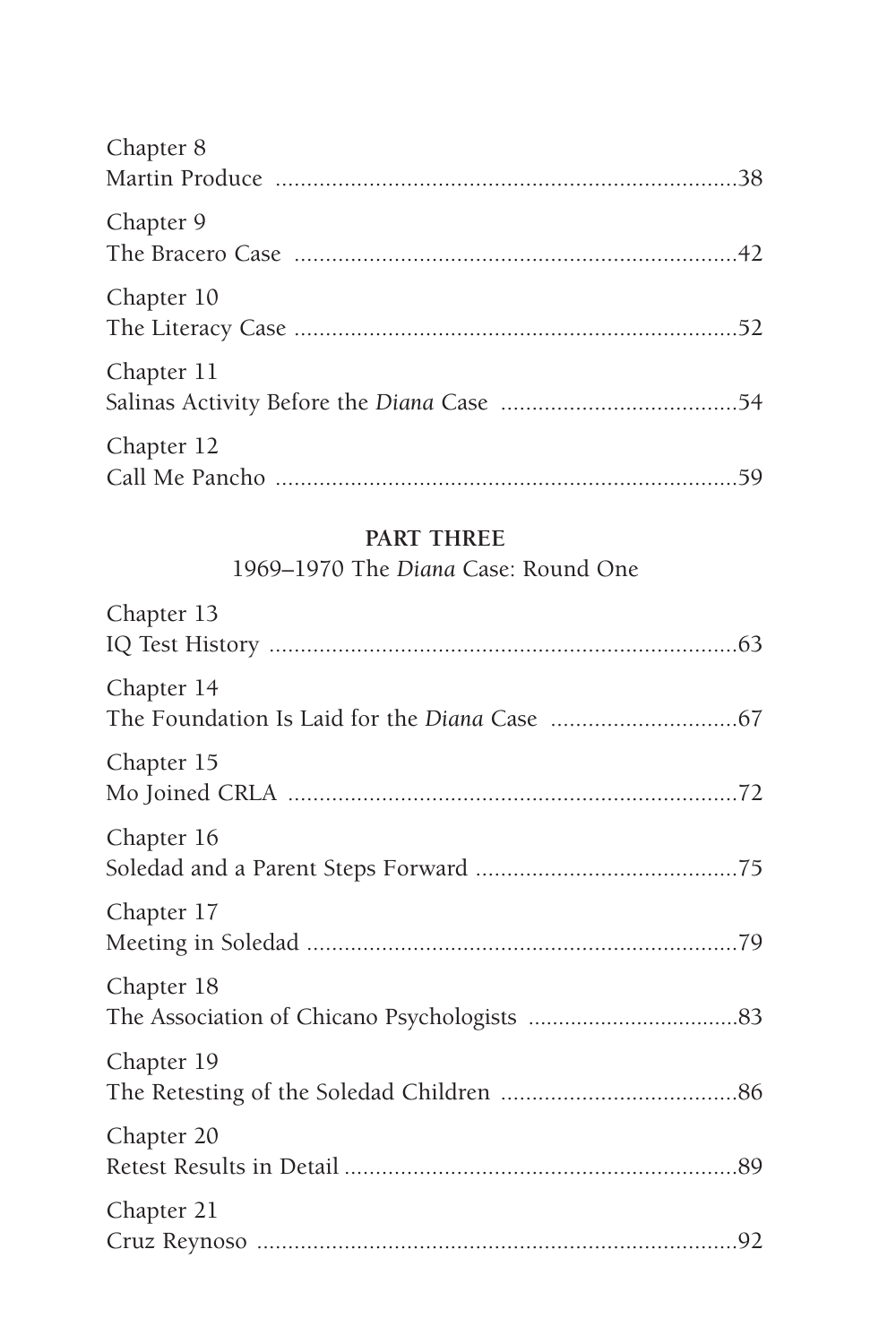Chapter 8
Martin Produce ..........................................................................38

Chapter 9
The Bracero Case .......................................................................42

Chapter 10
The Literacy Case .......................................................................52

Chapter 11
Salinas Activity Before the *Diana* Case ......................................54

Chapter 12
Call Me Pancho .........................................................................59

## PART THREE
### 1969–1970 The *Diana* Case: Round One

Chapter 13
IQ Test History ...........................................................................63

Chapter 14
The Foundation Is Laid for the *Diana* Case ..............................67

Chapter 15
Mo Joined CRLA ........................................................................72

Chapter 16
Soledad and a Parent Steps Forward ..........................................75

Chapter 17
Meeting in Soledad .....................................................................79

Chapter 18
The Association of Chicano Psychologists ..................................83

Chapter 19
The Retesting of the Soledad Children .......................................86

Chapter 20
Retest Results in Detail ...............................................................89

Chapter 21
Cruz Reynoso .............................................................................92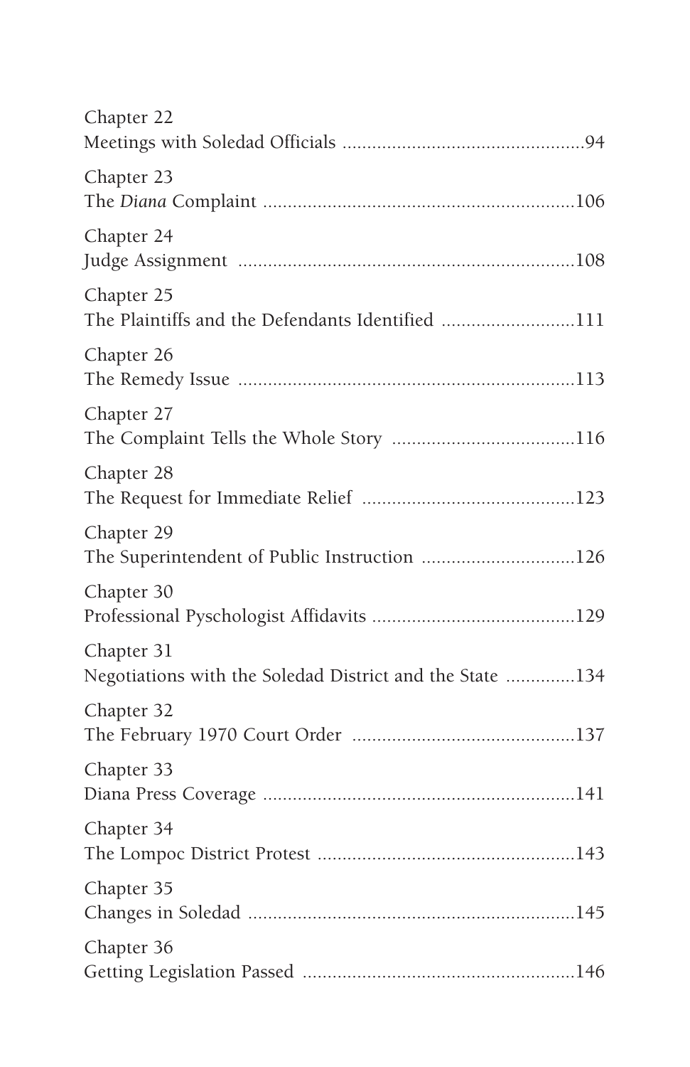Chapter 22
Meetings with Soledad Officials ................................................94

Chapter 23
The *Diana* Complaint ..............................................................106

Chapter 24
Judge Assignment ...................................................................108

Chapter 25
The Plaintiffs and the Defendants Identified ..........................111

Chapter 26
The Remedy Issue ...................................................................113

Chapter 27
The Complaint Tells the Whole Story ....................................116

Chapter 28
The Request for Immediate Relief ..........................................123

Chapter 29
The Superintendent of Public Instruction ..............................126

Chapter 30
Professional Pyschologist Affidavits .........................................129

Chapter 31
Negotiations with the Soledad District and the State .............134

Chapter 32
The February 1970 Court Order ............................................137

Chapter 33
Diana Press Coverage ..............................................................141

Chapter 34
The Lompoc District Protest ...................................................143

Chapter 35
Changes in Soledad .................................................................145

Chapter 36
Getting Legislation Passed ......................................................146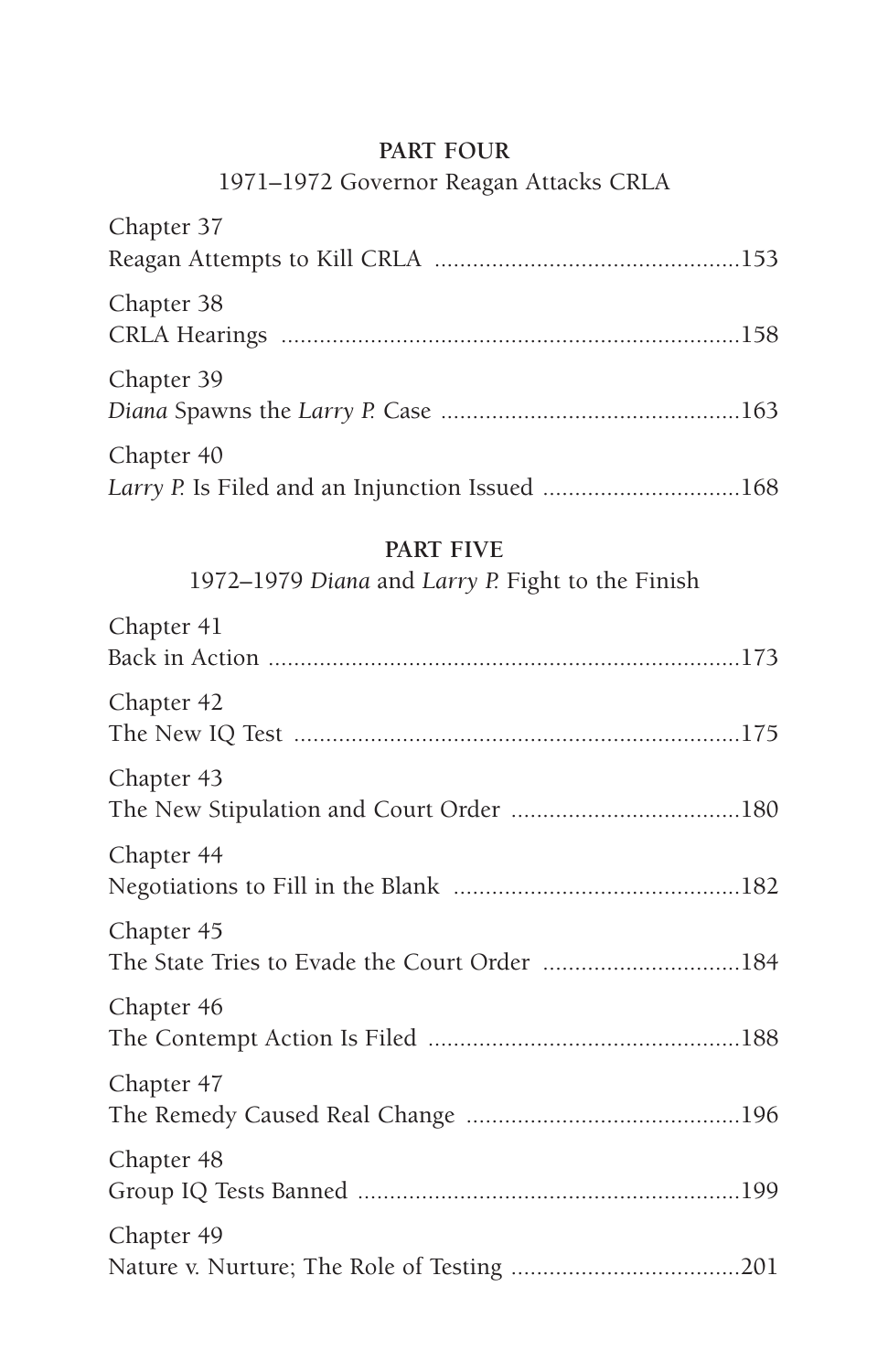## PART FOUR

1971–1972 Governor Reagan Attacks CRLA

Chapter 37
Reagan Attempts to Kill CRLA ...............................................153

Chapter 38
CRLA Hearings .......................................................................158

Chapter 39
*Diana* Spawns the *Larry P.* Case ..............................................163

Chapter 40
*Larry P.* Is Filed and an Injunction Issued ..............................168

## PART FIVE

1972–1979 *Diana* and *Larry P.* Fight to the Finish

Chapter 41
Back in Action .........................................................................173

Chapter 42
The New IQ Test .....................................................................175

Chapter 43
The New Stipulation and Court Order ...................................180

Chapter 44
Negotiations to Fill in the Blank ............................................182

Chapter 45
The State Tries to Evade the Court Order ...............................184

Chapter 46
The Contempt Action Is Filed ................................................188

Chapter 47
The Remedy Caused Real Change ..........................................196

Chapter 48
Group IQ Tests Banned ...........................................................199

Chapter 49
Nature v. Nurture; The Role of Testing ...................................201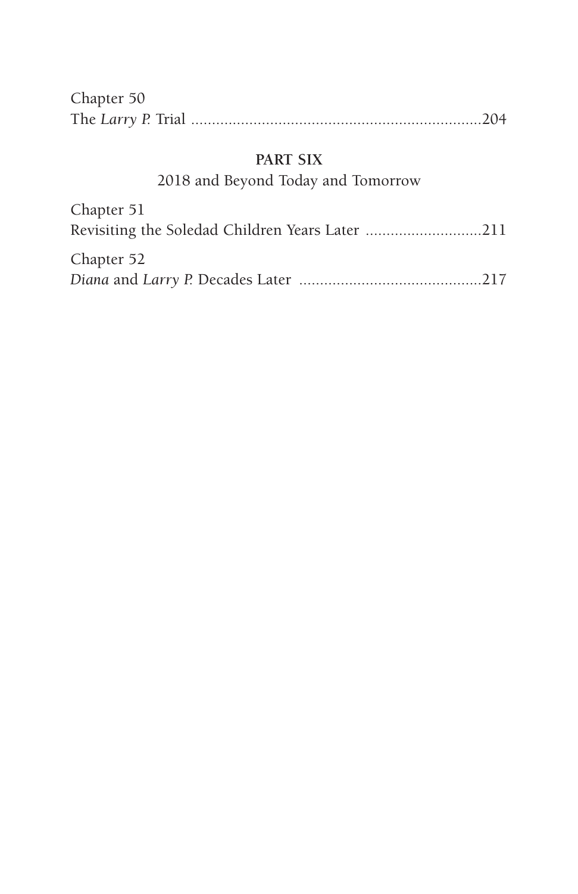Chapter 50
The *Larry P.* Trial ....................................................................204

**PART SIX**

2018 and Beyond Today and Tomorrow

Chapter 51
Revisiting the Soledad Children Years Later ............................211

Chapter 52
*Diana* and *Larry P.* Decades Later ............................................217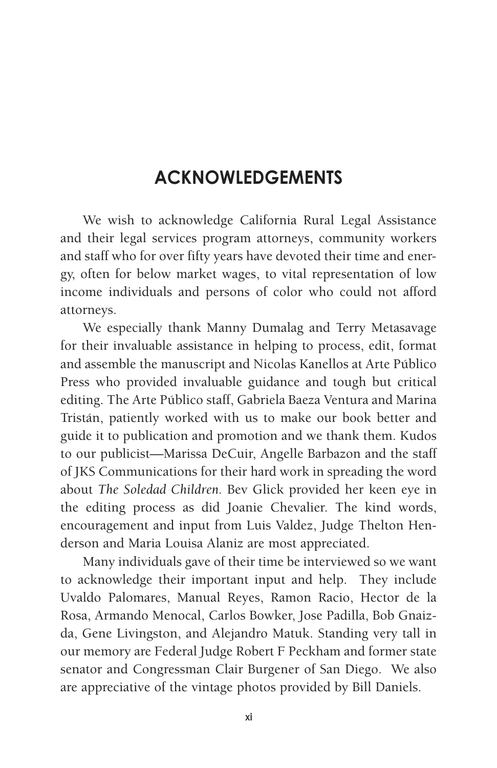# ACKNOWLEDGEMENTS

We wish to acknowledge California Rural Legal Assistance and their legal services program attorneys, community workers and staff who for over fifty years have devoted their time and energy, often for below market wages, to vital representation of low income individuals and persons of color who could not afford attorneys.

We especially thank Manny Dumalag and Terry Metasavage for their invaluable assistance in helping to process, edit, format and assemble the manuscript and Nicolas Kanellos at Arte Público Press who provided invaluable guidance and tough but critical editing. The Arte Público staff, Gabriela Baeza Ventura and Marina Tristán, patiently worked with us to make our book better and guide it to publication and promotion and we thank them. Kudos to our publicist—Marissa DeCuir, Angelle Barbazon and the staff of JKS Communications for their hard work in spreading the word about *The Soledad Children.* Bev Glick provided her keen eye in the editing process as did Joanie Chevalier. The kind words, encouragement and input from Luis Valdez, Judge Thelton Henderson and Maria Louisa Alaniz are most appreciated.

Many individuals gave of their time be interviewed so we want to acknowledge their important input and help. They include Uvaldo Palomares, Manual Reyes, Ramon Racio, Hector de la Rosa, Armando Menocal, Carlos Bowker, Jose Padilla, Bob Gnaizda, Gene Livingston, and Alejandro Matuk. Standing very tall in our memory are Federal Judge Robert F Peckham and former state senator and Congressman Clair Burgener of San Diego. We also are appreciative of the vintage photos provided by Bill Daniels.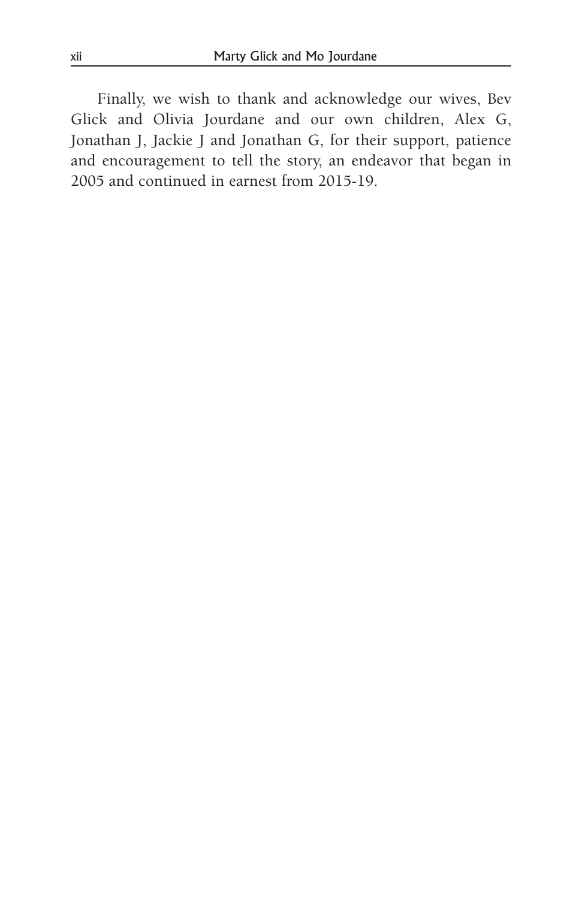Finally, we wish to thank and acknowledge our wives, Bev Glick and Olivia Jourdane and our own children, Alex G, Jonathan J, Jackie J and Jonathan G, for their support, patience and encouragement to tell the story, an endeavor that began in 2005 and continued in earnest from 2015-19.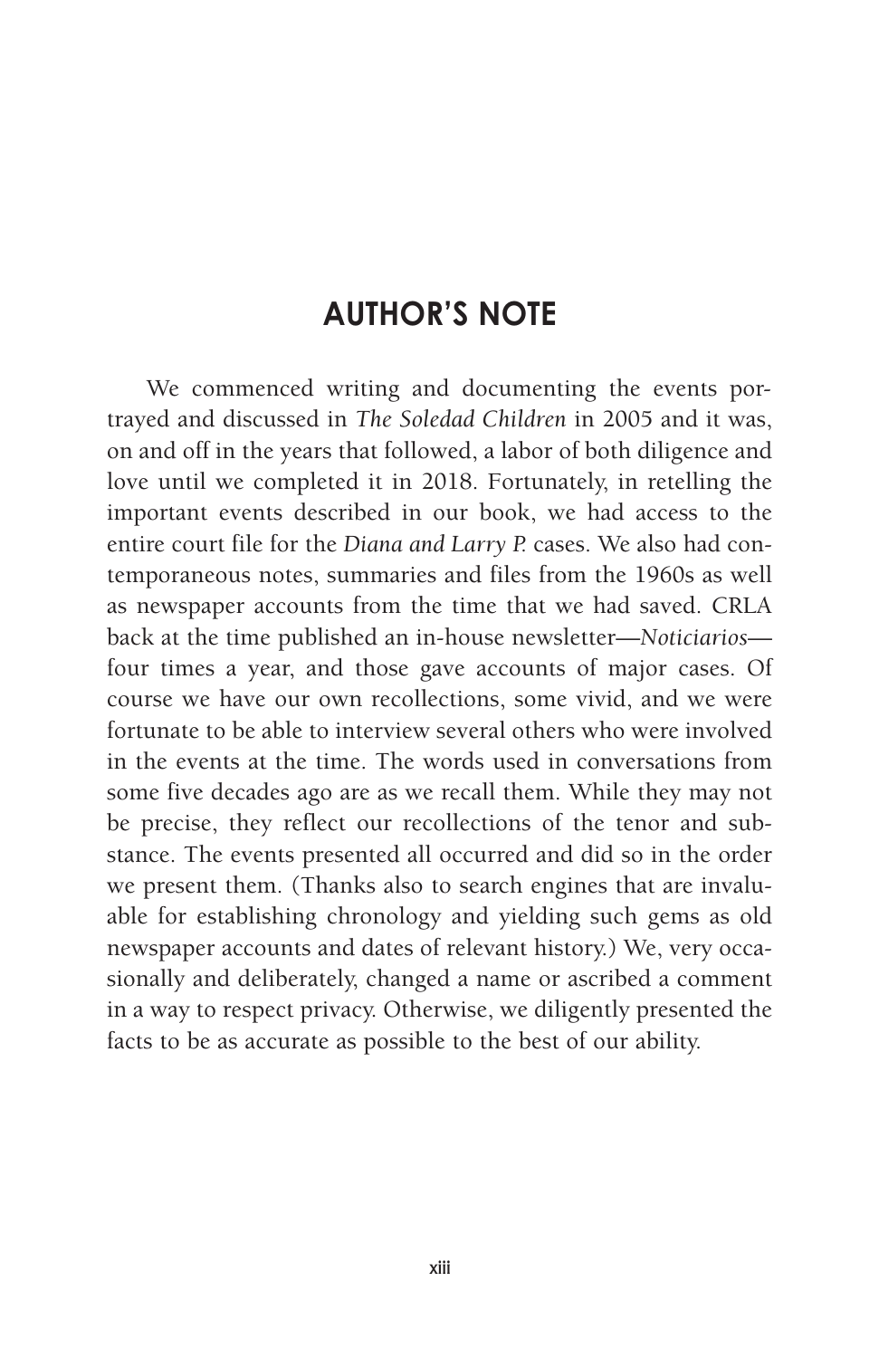## AUTHOR'S NOTE

We commenced writing and documenting the events portrayed and discussed in *The Soledad Children* in 2005 and it was, on and off in the years that followed, a labor of both diligence and love until we completed it in 2018. Fortunately, in retelling the important events described in our book, we had access to the entire court file for the *Diana and Larry P.* cases. We also had contemporaneous notes, summaries and files from the 1960s as well as newspaper accounts from the time that we had saved. CRLA back at the time published an in-house newsletter—*Noticiarios*—four times a year, and those gave accounts of major cases. Of course we have our own recollections, some vivid, and we were fortunate to be able to interview several others who were involved in the events at the time. The words used in conversations from some five decades ago are as we recall them. While they may not be precise, they reflect our recollections of the tenor and substance. The events presented all occurred and did so in the order we present them. (Thanks also to search engines that are invaluable for establishing chronology and yielding such gems as old newspaper accounts and dates of relevant history.) We, very occasionally and deliberately, changed a name or ascribed a comment in a way to respect privacy. Otherwise, we diligently presented the facts to be as accurate as possible to the best of our ability.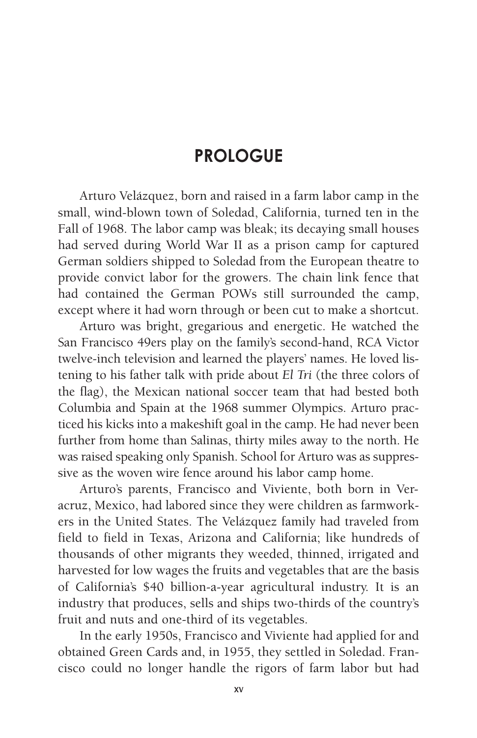# PROLOGUE

Arturo Velázquez, born and raised in a farm labor camp in the small, wind-blown town of Soledad, California, turned ten in the Fall of 1968. The labor camp was bleak; its decaying small houses had served during World War II as a prison camp for captured German soldiers shipped to Soledad from the European theatre to provide convict labor for the growers. The chain link fence that had contained the German POWs still surrounded the camp, except where it had worn through or been cut to make a shortcut.

Arturo was bright, gregarious and energetic. He watched the San Francisco 49ers play on the family's second-hand, RCA Victor twelve-inch television and learned the players' names. He loved listening to his father talk with pride about *El Tri* (the three colors of the flag), the Mexican national soccer team that had bested both Columbia and Spain at the 1968 summer Olympics. Arturo practiced his kicks into a makeshift goal in the camp. He had never been further from home than Salinas, thirty miles away to the north. He was raised speaking only Spanish. School for Arturo was as suppressive as the woven wire fence around his labor camp home.

Arturo's parents, Francisco and Viviente, both born in Veracruz, Mexico, had labored since they were children as farmworkers in the United States. The Velázquez family had traveled from field to field in Texas, Arizona and California; like hundreds of thousands of other migrants they weeded, thinned, irrigated and harvested for low wages the fruits and vegetables that are the basis of California's $40 billion-a-year agricultural industry. It is an industry that produces, sells and ships two-thirds of the country's fruit and nuts and one-third of its vegetables.

In the early 1950s, Francisco and Viviente had applied for and obtained Green Cards and, in 1955, they settled in Soledad. Francisco could no longer handle the rigors of farm labor but had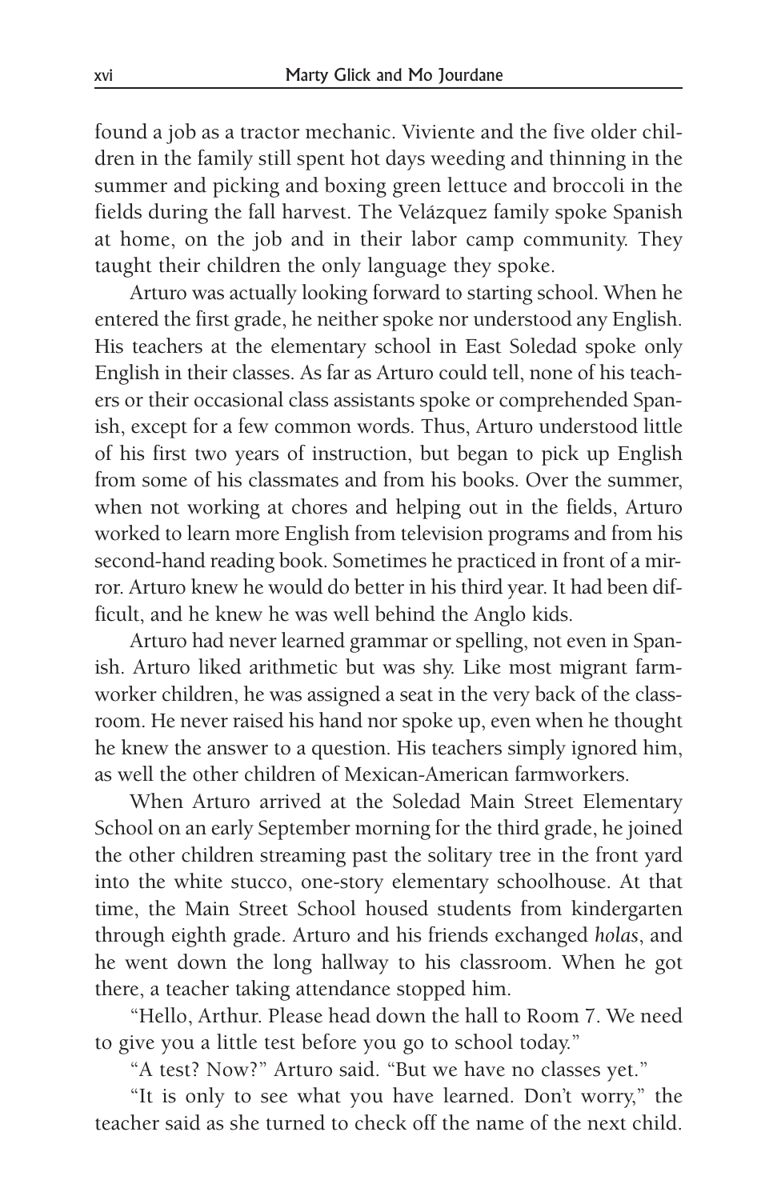found a job as a tractor mechanic. Viviente and the five older children in the family still spent hot days weeding and thinning in the summer and picking and boxing green lettuce and broccoli in the fields during the fall harvest. The Velázquez family spoke Spanish at home, on the job and in their labor camp community. They taught their children the only language they spoke.

Arturo was actually looking forward to starting school. When he entered the first grade, he neither spoke nor understood any English. His teachers at the elementary school in East Soledad spoke only English in their classes. As far as Arturo could tell, none of his teachers or their occasional class assistants spoke or comprehended Spanish, except for a few common words. Thus, Arturo understood little of his first two years of instruction, but began to pick up English from some of his classmates and from his books. Over the summer, when not working at chores and helping out in the fields, Arturo worked to learn more English from television programs and from his second-hand reading book. Sometimes he practiced in front of a mirror. Arturo knew he would do better in his third year. It had been difficult, and he knew he was well behind the Anglo kids.

Arturo had never learned grammar or spelling, not even in Spanish. Arturo liked arithmetic but was shy. Like most migrant farmworker children, he was assigned a seat in the very back of the classroom. He never raised his hand nor spoke up, even when he thought he knew the answer to a question. His teachers simply ignored him, as well the other children of Mexican-American farmworkers.

When Arturo arrived at the Soledad Main Street Elementary School on an early September morning for the third grade, he joined the other children streaming past the solitary tree in the front yard into the white stucco, one-story elementary schoolhouse. At that time, the Main Street School housed students from kindergarten through eighth grade. Arturo and his friends exchanged *holas*, and he went down the long hallway to his classroom. When he got there, a teacher taking attendance stopped him.

"Hello, Arthur. Please head down the hall to Room 7. We need to give you a little test before you go to school today."

"A test? Now?" Arturo said. "But we have no classes yet."

"It is only to see what you have learned. Don't worry," the teacher said as she turned to check off the name of the next child.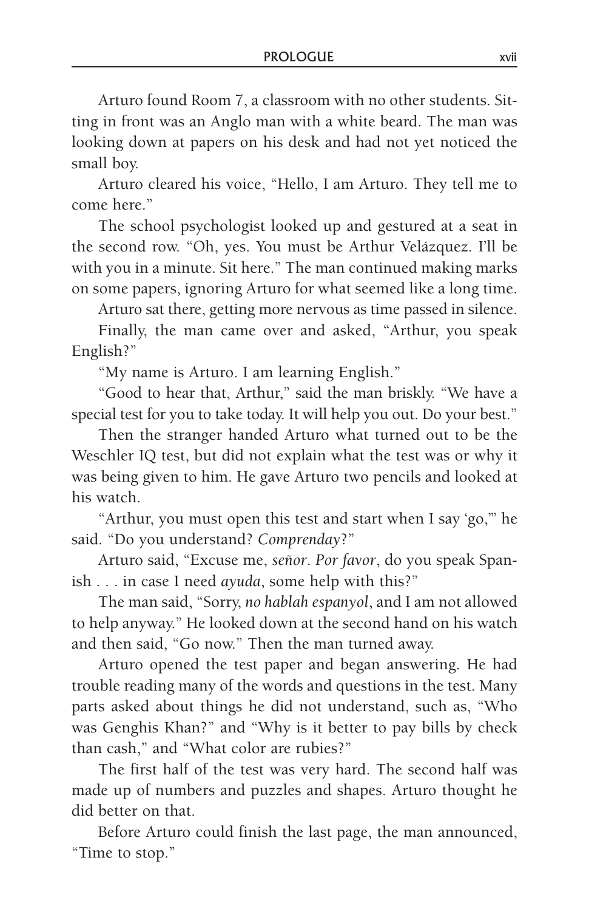Arturo found Room 7, a classroom with no other students. Sitting in front was an Anglo man with a white beard. The man was looking down at papers on his desk and had not yet noticed the small boy.

Arturo cleared his voice, "Hello, I am Arturo. They tell me to come here."

The school psychologist looked up and gestured at a seat in the second row. "Oh, yes. You must be Arthur Velázquez. I'll be with you in a minute. Sit here." The man continued making marks on some papers, ignoring Arturo for what seemed like a long time.

Arturo sat there, getting more nervous as time passed in silence.

Finally, the man came over and asked, "Arthur, you speak English?"

"My name is Arturo. I am learning English."

"Good to hear that, Arthur," said the man briskly. "We have a special test for you to take today. It will help you out. Do your best."

Then the stranger handed Arturo what turned out to be the Weschler IQ test, but did not explain what the test was or why it was being given to him. He gave Arturo two pencils and looked at his watch.

"Arthur, you must open this test and start when I say 'go,'" he said. "Do you understand? *Comprenday*?"

Arturo said, "Excuse me, *señor*. *Por favor*, do you speak Spanish . . . in case I need *ayuda*, some help with this?"

The man said, "Sorry, *no hablah espanyol*, and I am not allowed to help anyway." He looked down at the second hand on his watch and then said, "Go now." Then the man turned away.

Arturo opened the test paper and began answering. He had trouble reading many of the words and questions in the test. Many parts asked about things he did not understand, such as, "Who was Genghis Khan?" and "Why is it better to pay bills by check than cash," and "What color are rubies?"

The first half of the test was very hard. The second half was made up of numbers and puzzles and shapes. Arturo thought he did better on that.

Before Arturo could finish the last page, the man announced, "Time to stop."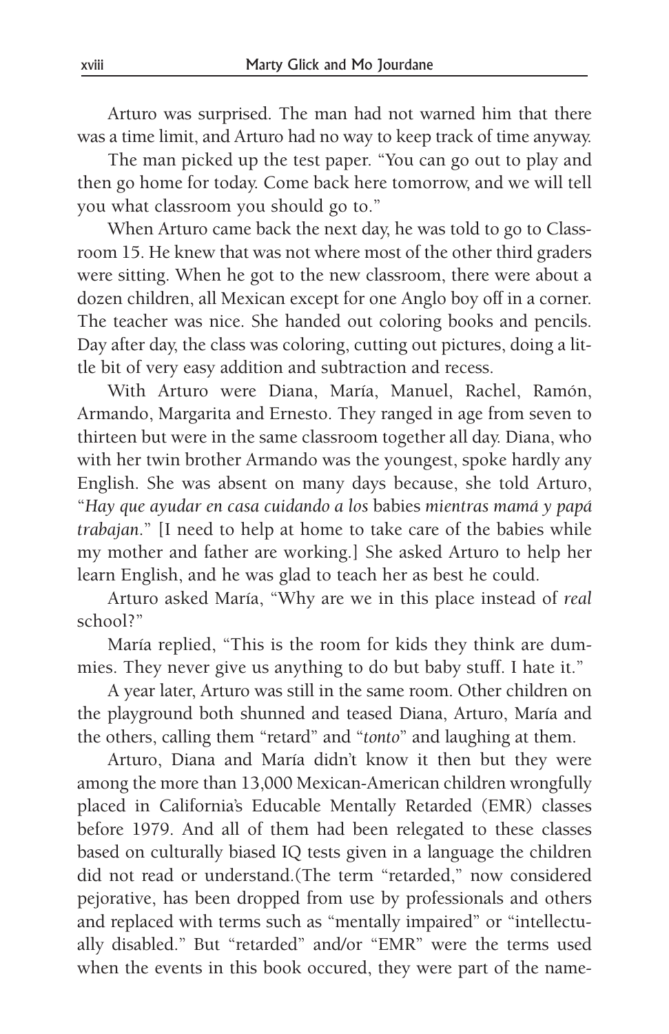Arturo was surprised. The man had not warned him that there was a time limit, and Arturo had no way to keep track of time anyway.

The man picked up the test paper. "You can go out to play and then go home for today. Come back here tomorrow, and we will tell you what classroom you should go to."

When Arturo came back the next day, he was told to go to Classroom 15. He knew that was not where most of the other third graders were sitting. When he got to the new classroom, there were about a dozen children, all Mexican except for one Anglo boy off in a corner. The teacher was nice. She handed out coloring books and pencils. Day after day, the class was coloring, cutting out pictures, doing a little bit of very easy addition and subtraction and recess.

With Arturo were Diana, María, Manuel, Rachel, Ramón, Armando, Margarita and Ernesto. They ranged in age from seven to thirteen but were in the same classroom together all day. Diana, who with her twin brother Armando was the youngest, spoke hardly any English. She was absent on many days because, she told Arturo, "*Hay que ayudar en casa cuidando a los* babies *mientras mamá y papá trabajan*." [I need to help at home to take care of the babies while my mother and father are working.] She asked Arturo to help her learn English, and he was glad to teach her as best he could.

Arturo asked María, "Why are we in this place instead of *real* school?"

María replied, "This is the room for kids they think are dummies. They never give us anything to do but baby stuff. I hate it."

A year later, Arturo was still in the same room. Other children on the playground both shunned and teased Diana, Arturo, María and the others, calling them "retard" and "*tonto*" and laughing at them.

Arturo, Diana and María didn't know it then but they were among the more than 13,000 Mexican-American children wrongfully placed in California's Educable Mentally Retarded (EMR) classes before 1979. And all of them had been relegated to these classes based on culturally biased IQ tests given in a language the children did not read or understand.(The term "retarded," now considered pejorative, has been dropped from use by professionals and others and replaced with terms such as "mentally impaired" or "intellectually disabled." But "retarded" and/or "EMR" were the terms used when the events in this book occured, they were part of the name-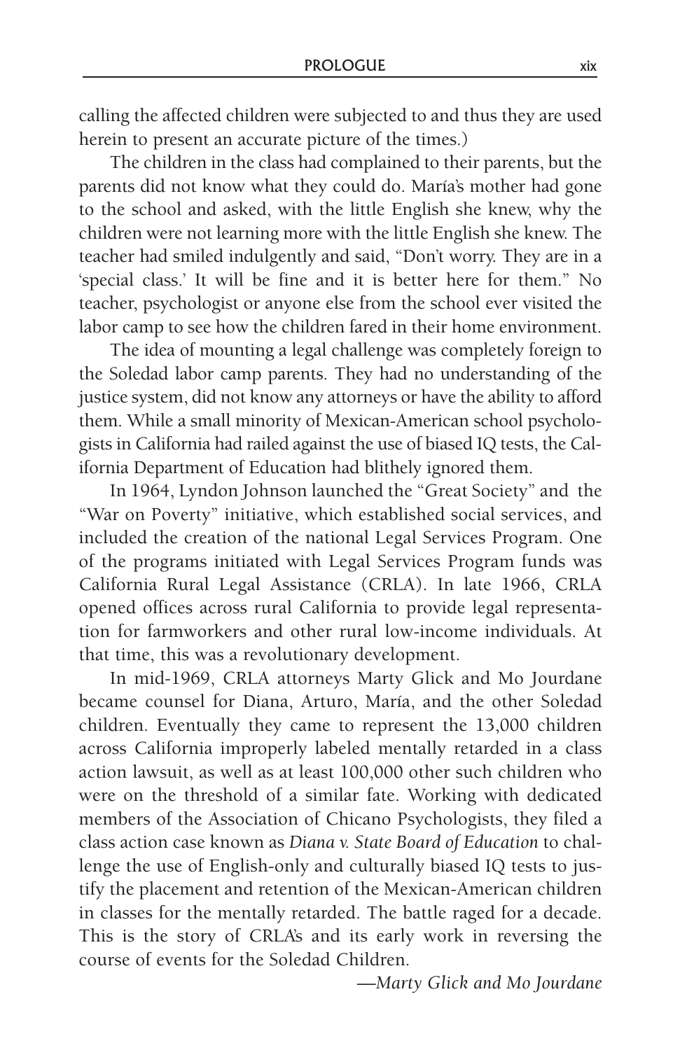calling the affected children were subjected to and thus they are used herein to present an accurate picture of the times.)

The children in the class had complained to their parents, but the parents did not know what they could do. María's mother had gone to the school and asked, with the little English she knew, why the children were not learning more with the little English she knew. The teacher had smiled indulgently and said, "Don't worry. They are in a 'special class.' It will be fine and it is better here for them." No teacher, psychologist or anyone else from the school ever visited the labor camp to see how the children fared in their home environment.

The idea of mounting a legal challenge was completely foreign to the Soledad labor camp parents. They had no understanding of the justice system, did not know any attorneys or have the ability to afford them. While a small minority of Mexican-American school psychologists in California had railed against the use of biased IQ tests, the California Department of Education had blithely ignored them.

In 1964, Lyndon Johnson launched the "Great Society" and the "War on Poverty" initiative, which established social services, and included the creation of the national Legal Services Program. One of the programs initiated with Legal Services Program funds was California Rural Legal Assistance (CRLA). In late 1966, CRLA opened offices across rural California to provide legal representation for farmworkers and other rural low-income individuals. At that time, this was a revolutionary development.

In mid-1969, CRLA attorneys Marty Glick and Mo Jourdane became counsel for Diana, Arturo, María, and the other Soledad children. Eventually they came to represent the 13,000 children across California improperly labeled mentally retarded in a class action lawsuit, as well as at least 100,000 other such children who were on the threshold of a similar fate. Working with dedicated members of the Association of Chicano Psychologists, they filed a class action case known as *Diana v. State Board of Education* to challenge the use of English-only and culturally biased IQ tests to justify the placement and retention of the Mexican-American children in classes for the mentally retarded. The battle raged for a decade. This is the story of CRLA's and its early work in reversing the course of events for the Soledad Children.

—*Marty Glick and Mo Jourdane*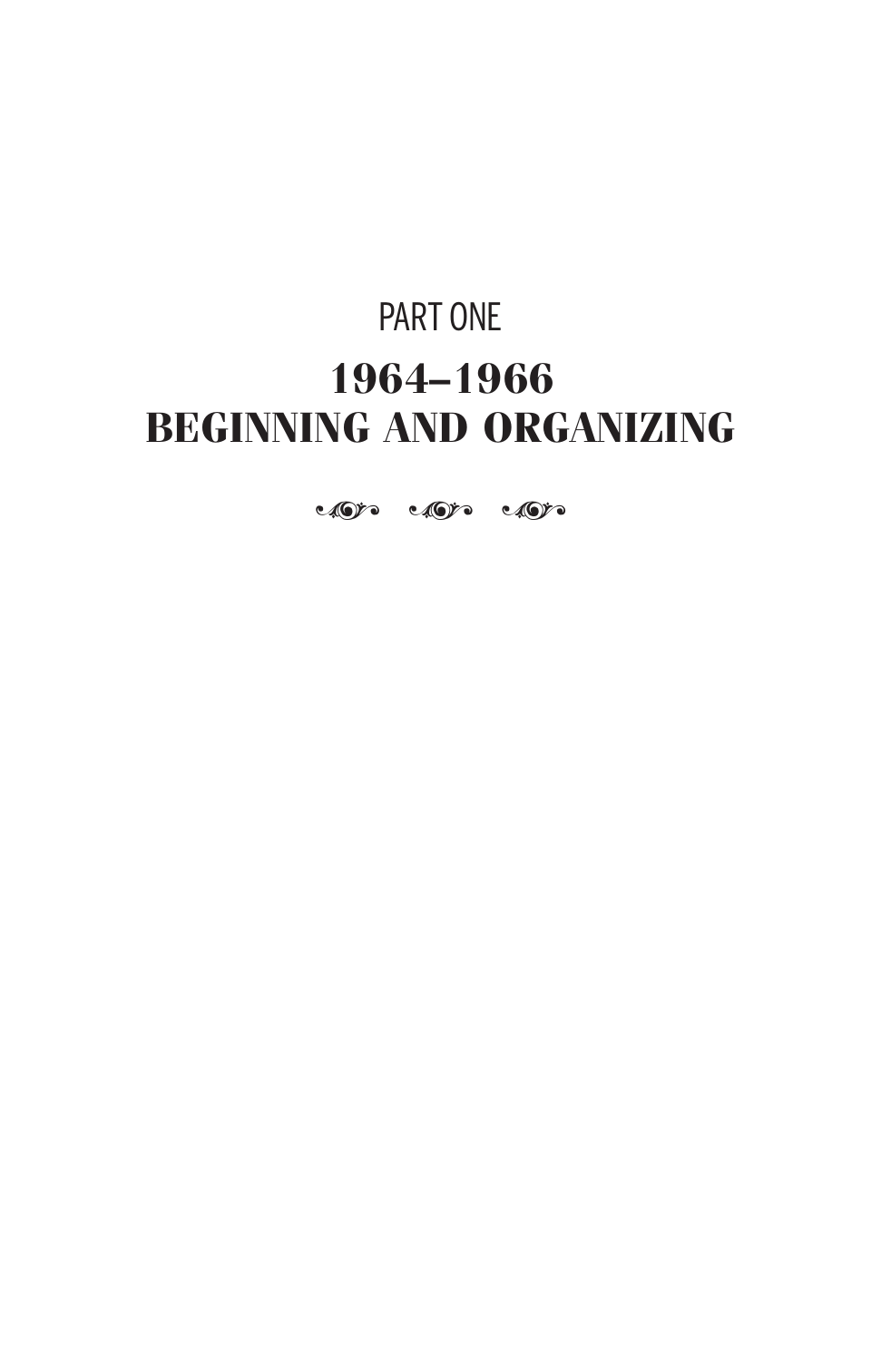PART ONE

# 1964–1966 BEGINNING AND ORGANIZING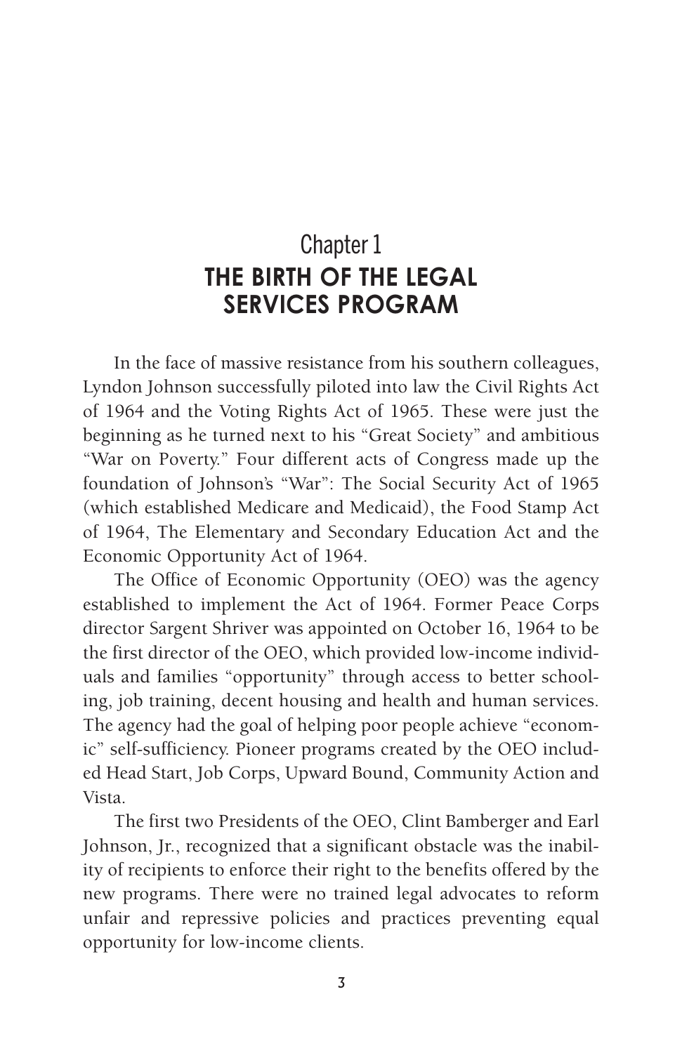# Chapter 1
# THE BIRTH OF THE LEGAL SERVICES PROGRAM

In the face of massive resistance from his southern colleagues, Lyndon Johnson successfully piloted into law the Civil Rights Act of 1964 and the Voting Rights Act of 1965. These were just the beginning as he turned next to his "Great Society" and ambitious "War on Poverty." Four different acts of Congress made up the foundation of Johnson's "War": The Social Security Act of 1965 (which established Medicare and Medicaid), the Food Stamp Act of 1964, The Elementary and Secondary Education Act and the Economic Opportunity Act of 1964.

The Office of Economic Opportunity (OEO) was the agency established to implement the Act of 1964. Former Peace Corps director Sargent Shriver was appointed on October 16, 1964 to be the first director of the OEO, which provided low-income individuals and families "opportunity" through access to better schooling, job training, decent housing and health and human services. The agency had the goal of helping poor people achieve "economic" self-sufficiency. Pioneer programs created by the OEO included Head Start, Job Corps, Upward Bound, Community Action and Vista.

The first two Presidents of the OEO, Clint Bamberger and Earl Johnson, Jr., recognized that a significant obstacle was the inability of recipients to enforce their right to the benefits offered by the new programs. There were no trained legal advocates to reform unfair and repressive policies and practices preventing equal opportunity for low-income clients.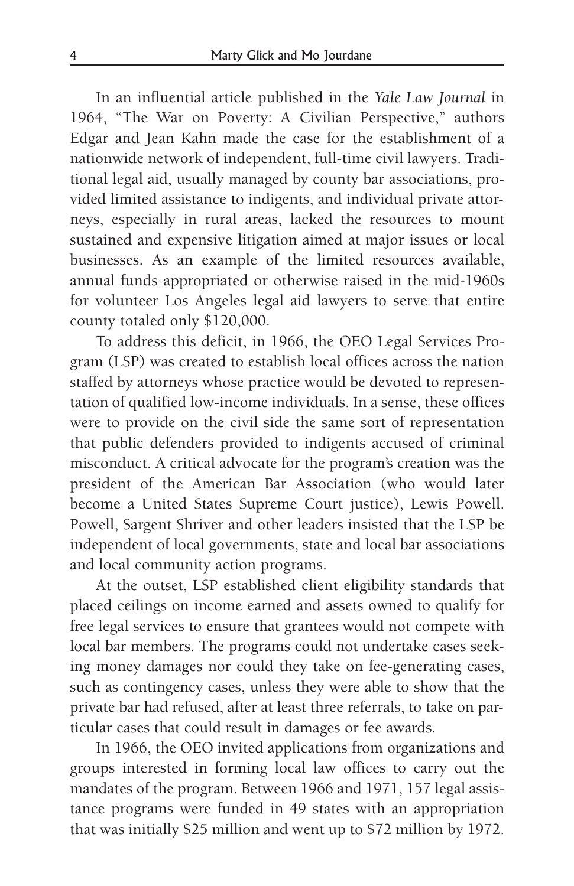In an influential article published in the *Yale Law Journal* in 1964, "The War on Poverty: A Civilian Perspective," authors Edgar and Jean Kahn made the case for the establishment of a nationwide network of independent, full-time civil lawyers. Traditional legal aid, usually managed by county bar associations, provided limited assistance to indigents, and individual private attorneys, especially in rural areas, lacked the resources to mount sustained and expensive litigation aimed at major issues or local businesses. As an example of the limited resources available, annual funds appropriated or otherwise raised in the mid-1960s for volunteer Los Angeles legal aid lawyers to serve that entire county totaled only $120,000.

To address this deficit, in 1966, the OEO Legal Services Program (LSP) was created to establish local offices across the nation staffed by attorneys whose practice would be devoted to representation of qualified low-income individuals. In a sense, these offices were to provide on the civil side the same sort of representation that public defenders provided to indigents accused of criminal misconduct. A critical advocate for the program's creation was the president of the American Bar Association (who would later become a United States Supreme Court justice), Lewis Powell. Powell, Sargent Shriver and other leaders insisted that the LSP be independent of local governments, state and local bar associations and local community action programs.

At the outset, LSP established client eligibility standards that placed ceilings on income earned and assets owned to qualify for free legal services to ensure that grantees would not compete with local bar members. The programs could not undertake cases seeking money damages nor could they take on fee-generating cases, such as contingency cases, unless they were able to show that the private bar had refused, after at least three referrals, to take on particular cases that could result in damages or fee awards.

In 1966, the OEO invited applications from organizations and groups interested in forming local law offices to carry out the mandates of the program. Between 1966 and 1971, 157 legal assistance programs were funded in 49 states with an appropriation that was initially $25 million and went up to $72 million by 1972.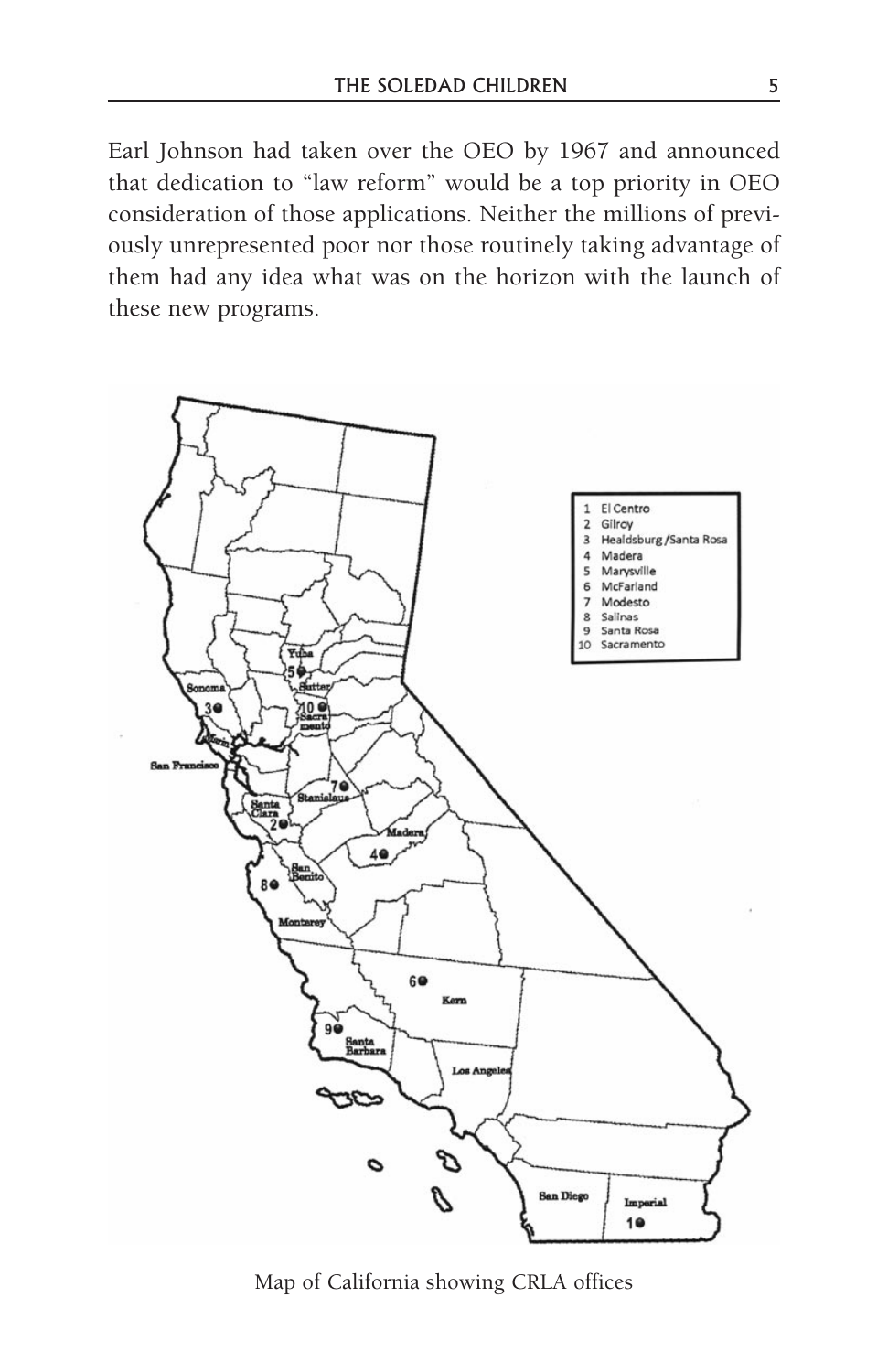Earl Johnson had taken over the OEO by 1967 and announced that dedication to "law reform" would be a top priority in OEO consideration of those applications. Neither the millions of previously unrepresented poor nor those routinely taking advantage of them had any idea what was on the horizon with the launch of these new programs.

1 El Centro
2 Gilroy
3 Healdsburg/Santa Rosa
4 Madera
5 Marysville
6 McFarland
7 Modesto
8 Salinas
9 Santa Rosa
10 Sacramento

Yuba
Sutter
Sonoma
Sacramento
Marin
San Francisco
Stanislaus
Santa Clara
Madera
San Benito
Monterey
Kern
Santa Barbara
Los Angeles
San Diego
Imperial

Map of California showing CRLA offices